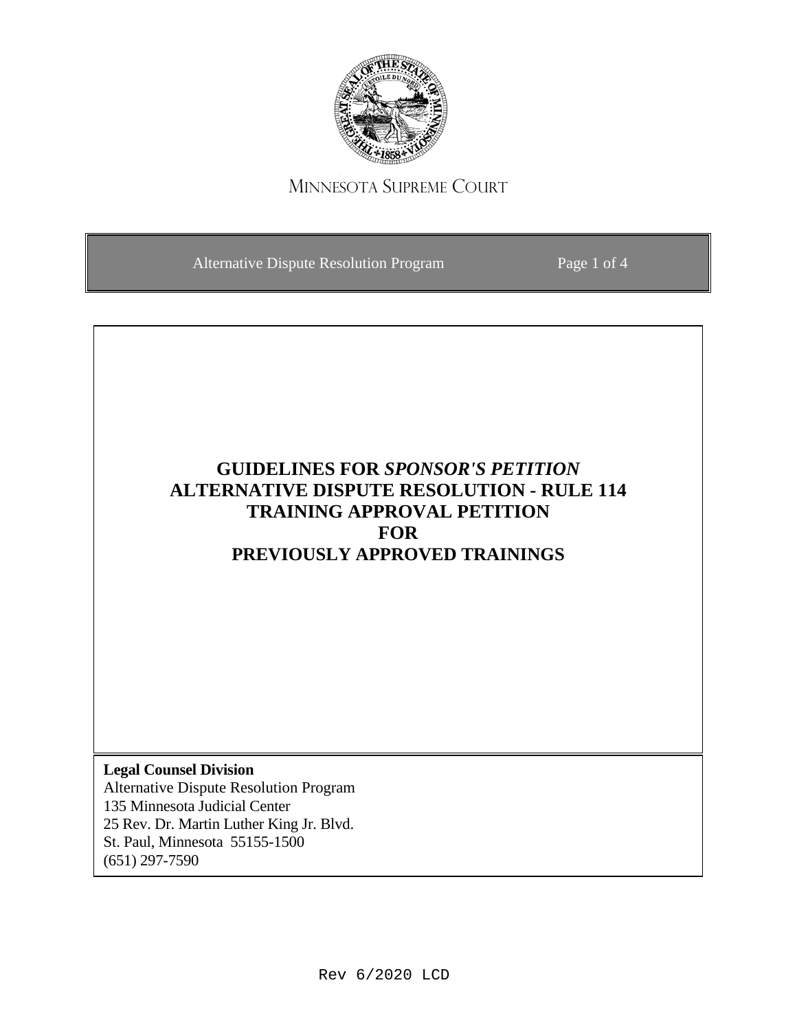Minnesota Supreme Court

Alternative Dispute Resolution Program

# GUIDELINES FOR *SPONSOR'S PETITION* ALTERNATIVE DISPUTE RESOLUTION - RULE 114 TRAINING APPROVAL PETITION FOR PREVIOUSLY APPROVED TRAININGS

**Legal Counsel Division**
Alternative Dispute Resolution Program
135 Minnesota Judicial Center
25 Rev. Dr. Martin Luther King Jr. Blvd.
St. Paul, Minnesota 55155-1500
(651) 297-7590

Rev 6/2020 LCD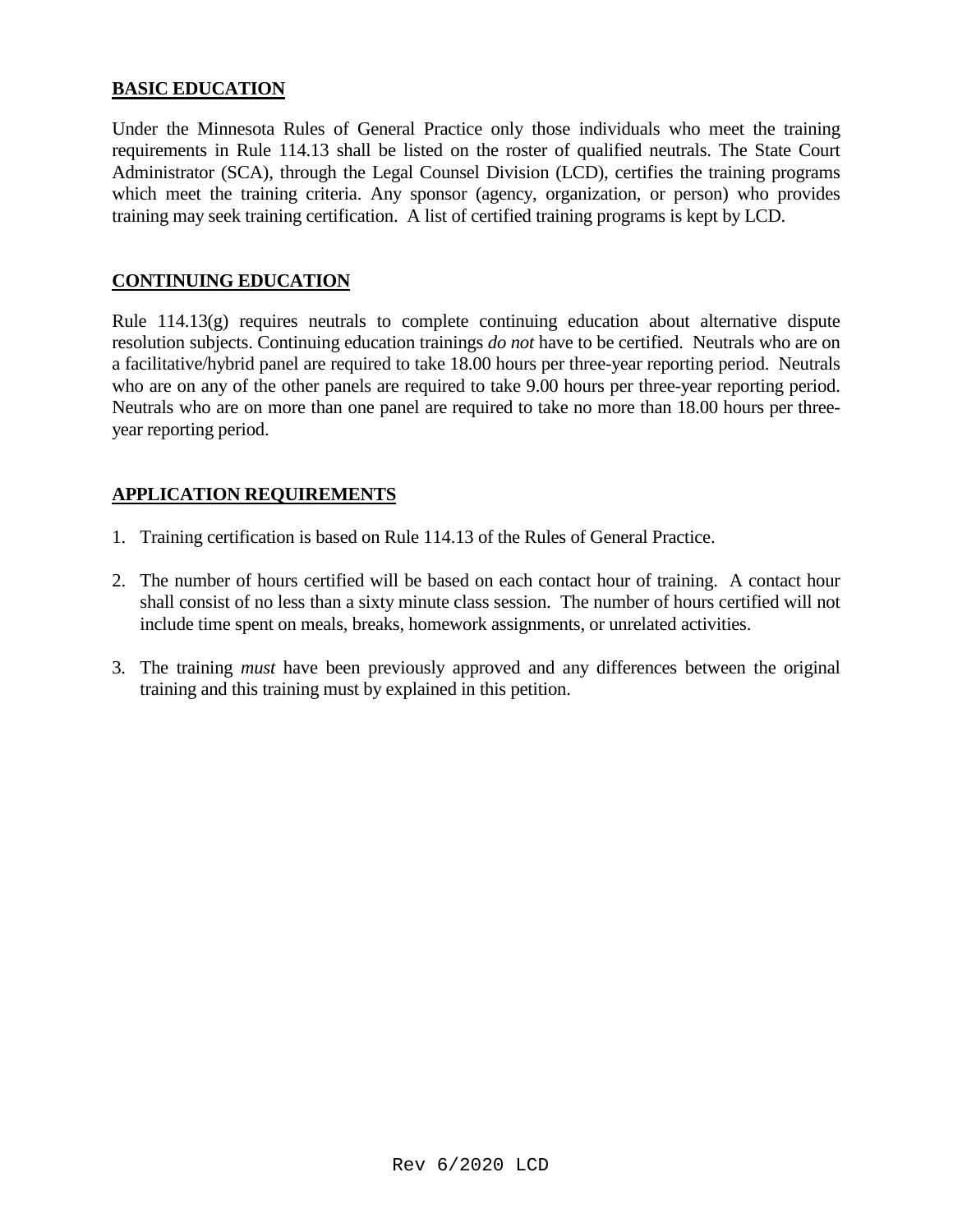## BASIC EDUCATION

Under the Minnesota Rules of General Practice only those individuals who meet the training requirements in Rule 114.13 shall be listed on the roster of qualified neutrals. The State Court Administrator (SCA), through the Legal Counsel Division (LCD), certifies the training programs which meet the training criteria. Any sponsor (agency, organization, or person) who provides training may seek training certification. A list of certified training programs is kept by LCD.

## CONTINUING EDUCATION

Rule 114.13(g) requires neutrals to complete continuing education about alternative dispute resolution subjects. Continuing education trainings *do not* have to be certified. Neutrals who are on a facilitative/hybrid panel are required to take 18.00 hours per three-year reporting period. Neutrals who are on any of the other panels are required to take 9.00 hours per three-year reporting period. Neutrals who are on more than one panel are required to take no more than 18.00 hours per three-year reporting period.

## APPLICATION REQUIREMENTS

1. Training certification is based on Rule 114.13 of the Rules of General Practice.

2. The number of hours certified will be based on each contact hour of training. A contact hour shall consist of no less than a sixty minute class session. The number of hours certified will not include time spent on meals, breaks, homework assignments, or unrelated activities.

3. The training *must* have been previously approved and any differences between the original training and this training must by explained in this petition.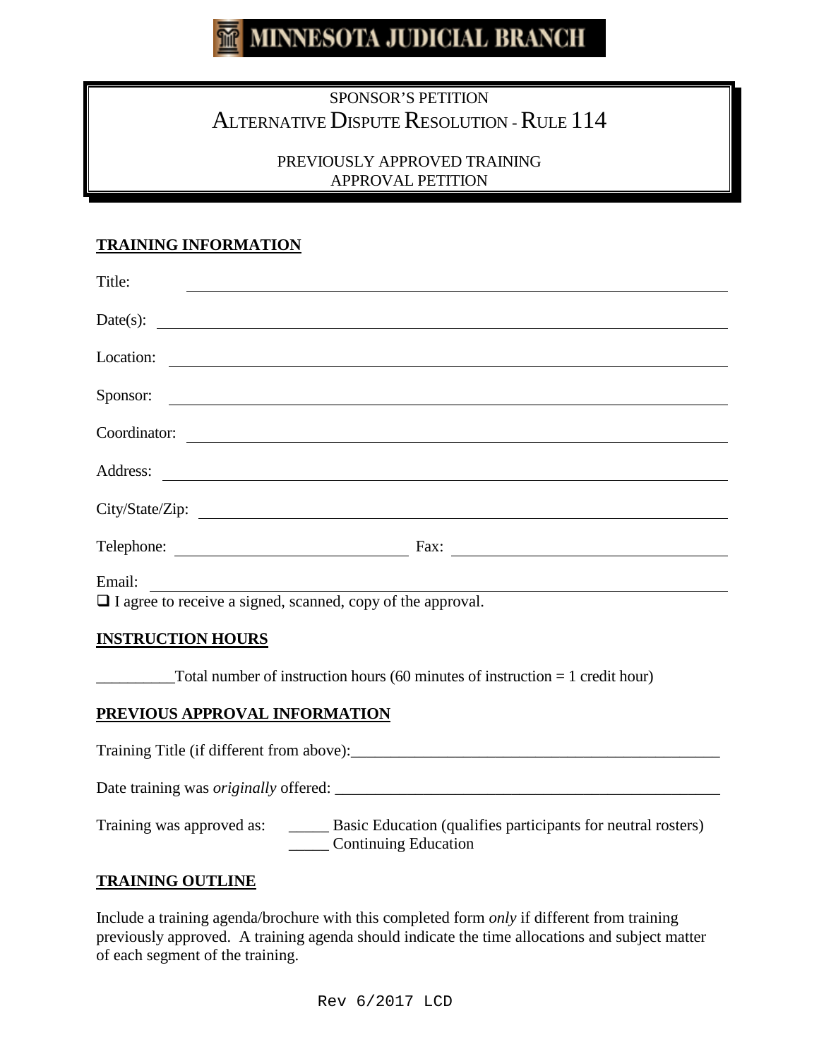MINNESOTA JUDICIAL BRANCH

# SPONSOR'S PETITION
# ALTERNATIVE DISPUTE RESOLUTION - RULE 114

## PREVIOUSLY APPROVED TRAINING APPROVAL PETITION

**TRAINING INFORMATION**

Title: ______________________________________________

Date(s): ______________________________________________

Location: ______________________________________________

Sponsor: ______________________________________________

Coordinator: ______________________________________________

Address: ______________________________________________

City/State/Zip: ______________________________________________

Telephone: ____________________ Fax: ____________________

Email: ______________________________________________

❑ I agree to receive a signed, scanned, copy of the approval.

**INSTRUCTION HOURS**

__________Total number of instruction hours (60 minutes of instruction = 1 credit hour)

**PREVIOUS APPROVAL INFORMATION**

Training Title (if different from above):_______________________________________________

Date training was *originally* offered: ________________________________________________

Training was approved as: _____ Basic Education (qualifies participants for neutral rosters)
_____ Continuing Education

**TRAINING OUTLINE**

Include a training agenda/brochure with this completed form *only* if different from training previously approved. A training agenda should indicate the time allocations and subject matter of each segment of the training.

Rev 6/2017 LCD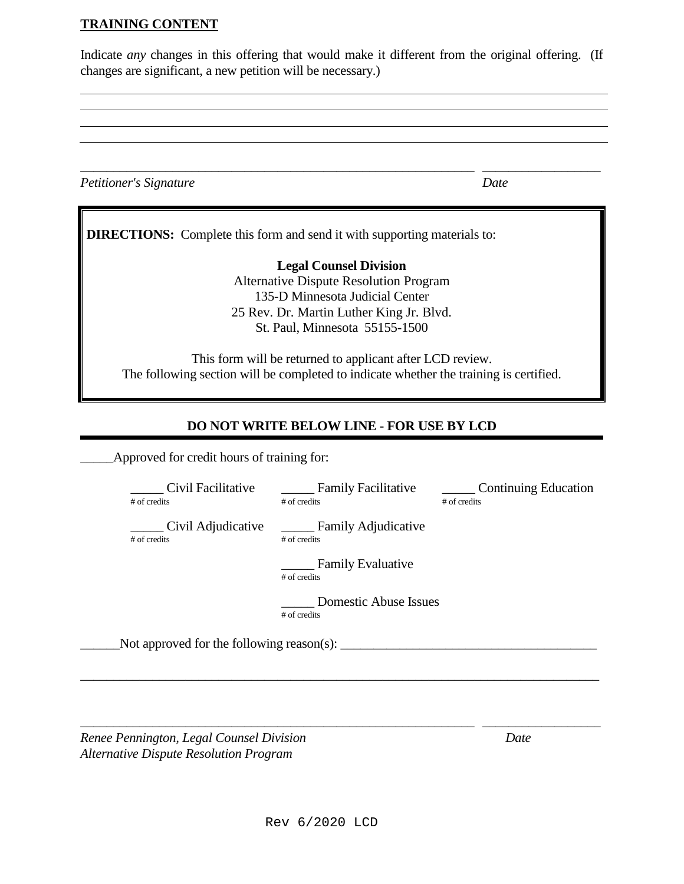**TRAINING CONTENT**

Indicate *any* changes in this offering that would make it different from the original offering. (If changes are significant, a new petition will be necessary.)

_______________________________________________________________________________
_______________________________________________________________________________
_______________________________________________________________________________
_______________________________________________________________________________

_____________________________________________________________ _________________

*Petitioner's Signature* *Date*

**DIRECTIONS:** Complete this form and send it with supporting materials to:

**Legal Counsel Division**
Alternative Dispute Resolution Program
135-D Minnesota Judicial Center
25 Rev. Dr. Martin Luther King Jr. Blvd.
St. Paul, Minnesota 55155-1500

This form will be returned to applicant after LCD review.
The following section will be completed to indicate whether the training is certified.

**DO NOT WRITE BELOW LINE - FOR USE BY LCD**

_____Approved for credit hours of training for:

_____ Civil Facilitative (# of credits)
_____ Family Facilitative (# of credits)
_____ Continuing Education (# of credits)

_____ Civil Adjudicative (# of credits)
_____ Family Adjudicative (# of credits)

_____ Family Evaluative (# of credits)

_____ Domestic Abuse Issues (# of credits)

______Not approved for the following reason(s): ______________________________________

_______________________________________________________________________________

_____________________________________________________________ _________________

*Renee Pennington, Legal Counsel Division* *Date*
*Alternative Dispute Resolution Program*

Rev 6/2020 LCD